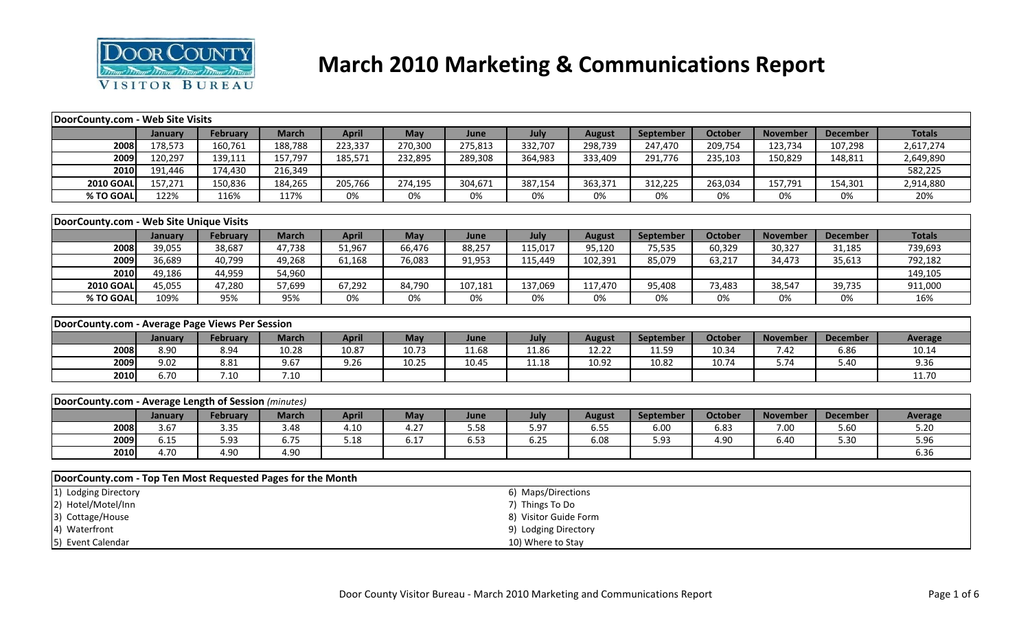# March 2010 Marketing & Communications Report

| DoorCounty.com - Web Site Visits | | | | | | | | | | | | | |
|---|---|---|---|---|---|---|---|---|---|---|---|---|---|
| | January | February | March | April | May | June | July | August | September | October | November | December | Totals |
| 2008 | 178,573 | 160,761 | 188,788 | 223,337 | 270,300 | 275,813 | 332,707 | 298,739 | 247,470 | 209,754 | 123,734 | 107,298 | 2,617,274 |
| 2009 | 120,297 | 139,111 | 157,797 | 185,571 | 232,895 | 289,308 | 364,983 | 333,409 | 291,776 | 235,103 | 150,829 | 148,811 | 2,649,890 |
| 2010 | 191,446 | 174,430 | 216,349 | | | | | | | | | | 582,225 |
| 2010 GOAL | 157,271 | 150,836 | 184,265 | 205,766 | 274,195 | 304,671 | 387,154 | 363,371 | 312,225 | 263,034 | 157,791 | 154,301 | 2,914,880 |
| % TO GOAL | 122% | 116% | 117% | 0% | 0% | 0% | 0% | 0% | 0% | 0% | 0% | 0% | 20% |

| DoorCounty.com - Web Site Unique Visits | | | | | | | | | | | | | |
|---|---|---|---|---|---|---|---|---|---|---|---|---|---|
| | January | February | March | April | May | June | July | August | September | October | November | December | Totals |
| 2008 | 39,055 | 38,687 | 47,738 | 51,967 | 66,476 | 88,257 | 115,017 | 95,120 | 75,535 | 60,329 | 30,327 | 31,185 | 739,693 |
| 2009 | 36,689 | 40,799 | 49,268 | 61,168 | 76,083 | 91,953 | 115,449 | 102,391 | 85,079 | 63,217 | 34,473 | 35,613 | 792,182 |
| 2010 | 49,186 | 44,959 | 54,960 | | | | | | | | | | 149,105 |
| 2010 GOAL | 45,055 | 47,280 | 57,699 | 67,292 | 84,790 | 107,181 | 137,069 | 117,470 | 95,408 | 73,483 | 38,547 | 39,735 | 911,000 |
| % TO GOAL | 109% | 95% | 95% | 0% | 0% | 0% | 0% | 0% | 0% | 0% | 0% | 0% | 16% |

| DoorCounty.com - Average Page Views Per Session | | | | | | | | | | | | | |
|---|---|---|---|---|---|---|---|---|---|---|---|---|---|
| | January | February | March | April | May | June | July | August | September | October | November | December | Average |
| 2008 | 8.90 | 8.94 | 10.28 | 10.87 | 10.73 | 11.68 | 11.86 | 12.22 | 11.59 | 10.34 | 7.42 | 6.86 | 10.14 |
| 2009 | 9.02 | 8.81 | 9.67 | 9.26 | 10.25 | 10.45 | 11.18 | 10.92 | 10.82 | 10.74 | 5.74 | 5.40 | 9.36 |
| 2010 | 6.70 | 7.10 | 7.10 | | | | | | | | | | 11.70 |

| DoorCounty.com - Average Length of Session *(minutes)* | | | | | | | | | | | | | |
|---|---|---|---|---|---|---|---|---|---|---|---|---|---|
| | January | February | March | April | May | June | July | August | September | October | November | December | Average |
| 2008 | 3.67 | 3.35 | 3.48 | 4.10 | 4.27 | 5.58 | 5.97 | 6.55 | 6.00 | 6.83 | 7.00 | 5.60 | 5.20 |
| 2009 | 6.15 | 5.93 | 6.75 | 5.18 | 6.17 | 6.53 | 6.25 | 6.08 | 5.93 | 4.90 | 6.40 | 5.30 | 5.96 |
| 2010 | 4.70 | 4.90 | 4.90 | | | | | | | | | | 6.36 |

| DoorCounty.com - Top Ten Most Requested Pages for the Month | |
|---|---|
| 1) Lodging Directory | 6) Maps/Directions |
| 2) Hotel/Motel/Inn | 7) Things To Do |
| 3) Cottage/House | 8) Visitor Guide Form |
| 4) Waterfront | 9) Lodging Directory |
| 5) Event Calendar | 10) Where to Stay |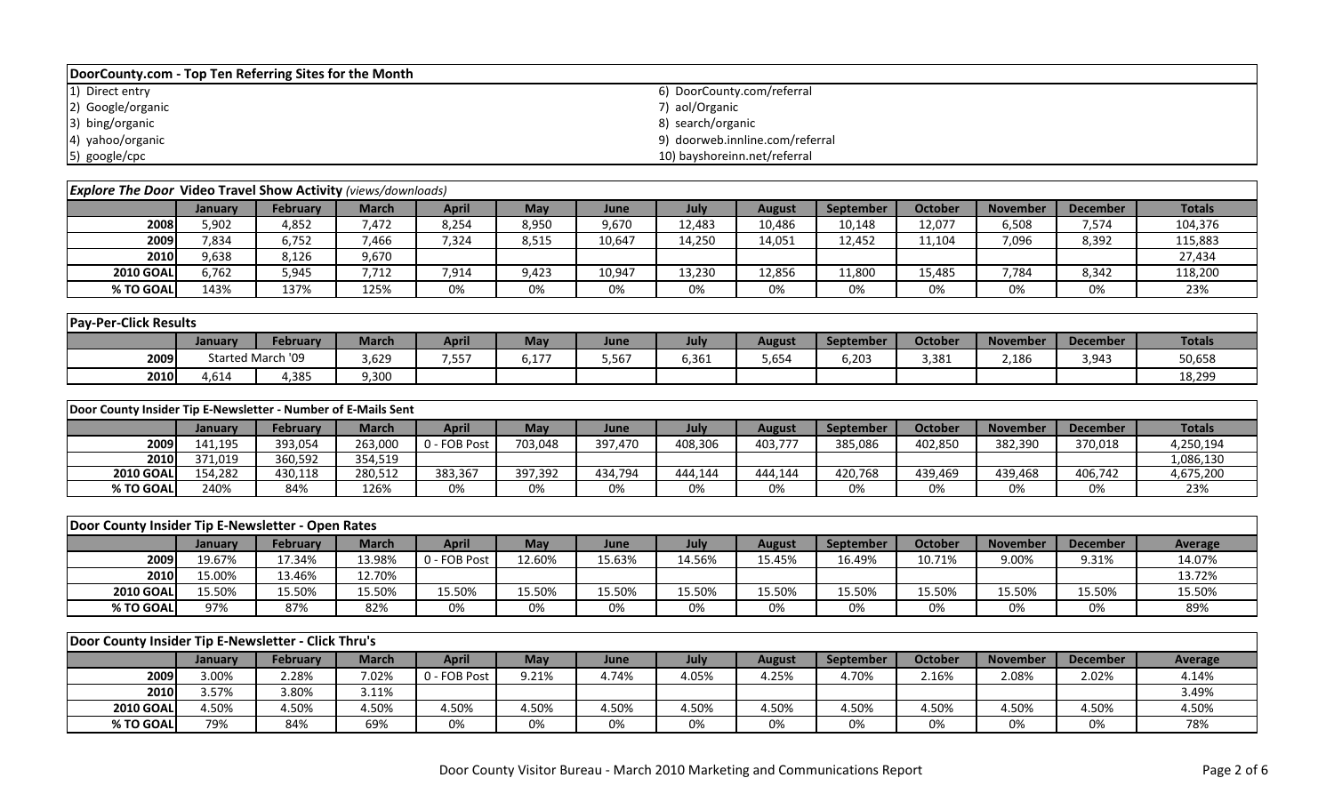## DoorCounty.com - Top Ten Referring Sites for the Month

1) Direct entry
2) Google/organic
3) bing/organic
4) yahoo/organic
5) google/cpc
6) DoorCounty.com/referral
7) aol/Organic
8) search/organic
9) doorweb.innline.com/referral
10) bayshoreinn.net/referral

## *Explore The Door* Video Travel Show Activity *(views/downloads)*

| | January | February | March | April | May | June | July | August | September | October | November | December | Totals |
|---|---|---|---|---|---|---|---|---|---|---|---|---|---|
| 2008 | 5,902 | 4,852 | 7,472 | 8,254 | 8,950 | 9,670 | 12,483 | 10,486 | 10,148 | 12,077 | 6,508 | 7,574 | 104,376 |
| 2009 | 7,834 | 6,752 | 7,466 | 7,324 | 8,515 | 10,647 | 14,250 | 14,051 | 12,452 | 11,104 | 7,096 | 8,392 | 115,883 |
| 2010 | 9,638 | 8,126 | 9,670 | | | | | | | | | | 27,434 |
| 2010 GOAL | 6,762 | 5,945 | 7,712 | 7,914 | 9,423 | 10,947 | 13,230 | 12,856 | 11,800 | 15,485 | 7,784 | 8,342 | 118,200 |
| % TO GOAL | 143% | 137% | 125% | 0% | 0% | 0% | 0% | 0% | 0% | 0% | 0% | 0% | 23% |

## Pay-Per-Click Results

| | January | February | March | April | May | June | July | August | September | October | November | December | Totals |
|---|---|---|---|---|---|---|---|---|---|---|---|---|---|
| 2009 | Started March '09 | | 3,629 | 7,557 | 6,177 | 5,567 | 6,361 | 5,654 | 6,203 | 3,381 | 2,186 | 3,943 | 50,658 |
| 2010 | 4,614 | 4,385 | 9,300 | | | | | | | | | | 18,299 |

## Door County Insider Tip E-Newsletter - Number of E-Mails Sent

| | January | February | March | April | May | June | July | August | September | October | November | December | Totals |
|---|---|---|---|---|---|---|---|---|---|---|---|---|---|
| 2009 | 141,195 | 393,054 | 263,000 | 0 - FOB Post | 703,048 | 397,470 | 408,306 | 403,777 | 385,086 | 402,850 | 382,390 | 370,018 | 4,250,194 |
| 2010 | 371,019 | 360,592 | 354,519 | | | | | | | | | | 1,086,130 |
| 2010 GOAL | 154,282 | 430,118 | 280,512 | 383,367 | 397,392 | 434,794 | 444,144 | 444,144 | 420,768 | 439,469 | 439,468 | 406,742 | 4,675,200 |
| % TO GOAL | 240% | 84% | 126% | 0% | 0% | 0% | 0% | 0% | 0% | 0% | 0% | 0% | 23% |

## Door County Insider Tip E-Newsletter - Open Rates

| | January | February | March | April | May | June | July | August | September | October | November | December | Average |
|---|---|---|---|---|---|---|---|---|---|---|---|---|---|
| 2009 | 19.67% | 17.34% | 13.98% | 0 - FOB Post | 12.60% | 15.63% | 14.56% | 15.45% | 16.49% | 10.71% | 9.00% | 9.31% | 14.07% |
| 2010 | 15.00% | 13.46% | 12.70% | | | | | | | | | | 13.72% |
| 2010 GOAL | 15.50% | 15.50% | 15.50% | 15.50% | 15.50% | 15.50% | 15.50% | 15.50% | 15.50% | 15.50% | 15.50% | 15.50% | 15.50% |
| % TO GOAL | 97% | 87% | 82% | 0% | 0% | 0% | 0% | 0% | 0% | 0% | 0% | 0% | 89% |

## Door County Insider Tip E-Newsletter - Click Thru's

| | January | February | March | April | May | June | July | August | September | October | November | December | Average |
|---|---|---|---|---|---|---|---|---|---|---|---|---|---|
| 2009 | 3.00% | 2.28% | 7.02% | 0 - FOB Post | 9.21% | 4.74% | 4.05% | 4.25% | 4.70% | 2.16% | 2.08% | 2.02% | 4.14% |
| 2010 | 3.57% | 3.80% | 3.11% | | | | | | | | | | 3.49% |
| 2010 GOAL | 4.50% | 4.50% | 4.50% | 4.50% | 4.50% | 4.50% | 4.50% | 4.50% | 4.50% | 4.50% | 4.50% | 4.50% | 4.50% |
| % TO GOAL | 79% | 84% | 69% | 0% | 0% | 0% | 0% | 0% | 0% | 0% | 0% | 0% | 78% |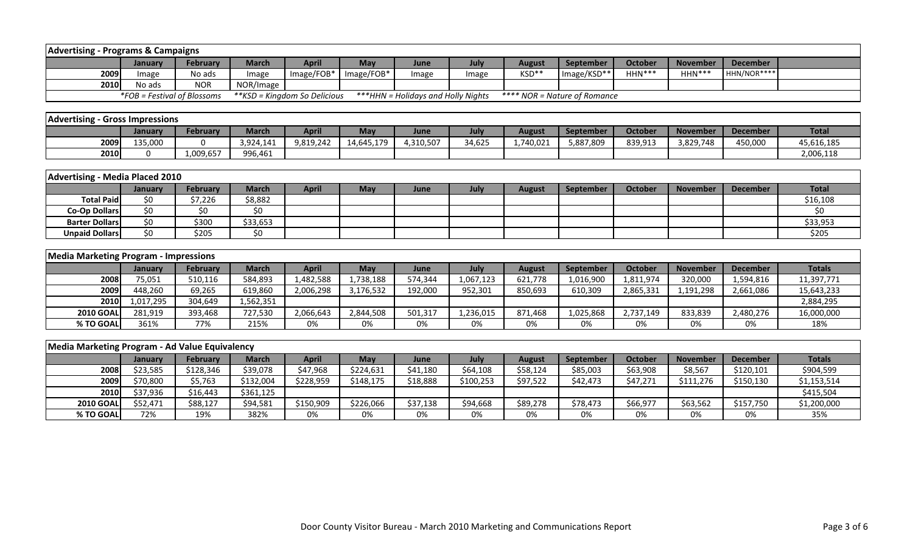## Advertising - Programs & Campaigns

| | January | February | March | April | May | June | July | August | September | October | November | December | |
|---|---|---|---|---|---|---|---|---|---|---|---|---|---|
| 2009 | Image | No ads | Image | Image/FOB* | Image/FOB* | Image | Image | KSD** | Image/KSD** | HHN*** | HHN*** | HHN/NOR**** | |
| 2010 | No ads | NOR | NOR/Image | | | | | | | | | | |

*FOB = Festival of Blossoms **KSD = Kingdom So Delicious ***HHN = Holidays and Holly Nights **** NOR = Nature of Romance

## Advertising - Gross Impressions

| | January | February | March | April | May | June | July | August | September | October | November | December | Total |
|---|---|---|---|---|---|---|---|---|---|---|---|---|---|
| 2009 | 135,000 | 0 | 3,924,141 | 9,819,242 | 14,645,179 | 4,310,507 | 34,625 | 1,740,021 | 5,887,809 | 839,913 | 3,829,748 | 450,000 | 45,616,185 |
| 2010 | 0 | 1,009,657 | 996,461 | | | | | | | | | | 2,006,118 |

## Advertising - Media Placed 2010

| | January | February | March | April | May | June | July | August | September | October | November | December | Total |
|---|---|---|---|---|---|---|---|---|---|---|---|---|---|
| Total Paid | $0 | $7,226 | $8,882 | | | | | | | | | | $16,108 |
| Co-Op Dollars | $0 | $0 | $0 | | | | | | | | | | $0 |
| Barter Dollars | $0 | $300 | $33,653 | | | | | | | | | | $33,953 |
| Unpaid Dollars | $0 | $205 | $0 | | | | | | | | | | $205 |

## Media Marketing Program - Impressions

| | January | February | March | April | May | June | July | August | September | October | November | December | Totals |
|---|---|---|---|---|---|---|---|---|---|---|---|---|---|
| 2008 | 75,051 | 510,116 | 584,893 | 1,482,588 | 1,738,188 | 574,344 | 1,067,123 | 621,778 | 1,016,900 | 1,811,974 | 320,000 | 1,594,816 | 11,397,771 |
| 2009 | 448,260 | 69,265 | 619,860 | 2,006,298 | 3,176,532 | 192,000 | 952,301 | 850,693 | 610,309 | 2,865,331 | 1,191,298 | 2,661,086 | 15,643,233 |
| 2010 | 1,017,295 | 304,649 | 1,562,351 | | | | | | | | | | 2,884,295 |
| 2010 GOAL | 281,919 | 393,468 | 727,530 | 2,066,643 | 2,844,508 | 501,317 | 1,236,015 | 871,468 | 1,025,868 | 2,737,149 | 833,839 | 2,480,276 | 16,000,000 |
| % TO GOAL | 361% | 77% | 215% | 0% | 0% | 0% | 0% | 0% | 0% | 0% | 0% | 0% | 18% |

## Media Marketing Program - Ad Value Equivalency

| | January | February | March | April | May | June | July | August | September | October | November | December | Totals |
|---|---|---|---|---|---|---|---|---|---|---|---|---|---|
| 2008 | $23,585 | $128,346 | $39,078 | $47,968 | $224,631 | $41,180 | $64,108 | $58,124 | $85,003 | $63,908 | $8,567 | $120,101 | $904,599 |
| 2009 | $70,800 | $5,763 | $132,004 | $228,959 | $148,175 | $18,888 | $100,253 | $97,522 | $42,473 | $47,271 | $111,276 | $150,130 | $1,153,514 |
| 2010 | $37,936 | $16,443 | $361,125 | | | | | | | | | | $415,504 |
| 2010 GOAL | $52,471 | $88,127 | $94,581 | $150,909 | $226,066 | $37,138 | $94,668 | $89,278 | $78,473 | $66,977 | $63,562 | $157,750 | $1,200,000 |
| % TO GOAL | 72% | 19% | 382% | 0% | 0% | 0% | 0% | 0% | 0% | 0% | 0% | 0% | 35% |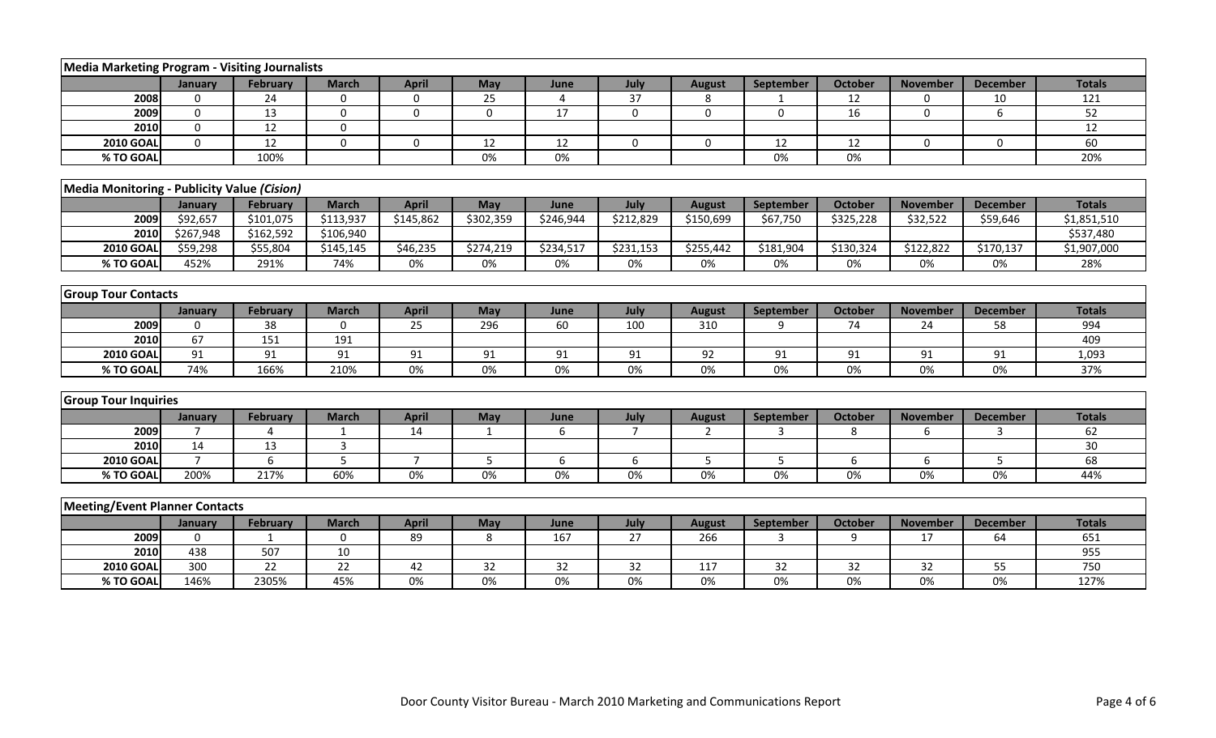## Media Marketing Program - Visiting Journalists

| | January | February | March | April | May | June | July | August | September | October | November | December | Totals |
|---|---|---|---|---|---|---|---|---|---|---|---|---|---|
| 2008 | 0 | 24 | 0 | 0 | 25 | 4 | 37 | 8 | 1 | 12 | 0 | 10 | 121 |
| 2009 | 0 | 13 | 0 | 0 | 0 | 17 | 0 | 0 | 0 | 16 | 0 | 6 | 52 |
| 2010 | 0 | 12 | 0 | | | | | | | | | | 12 |
| 2010 GOAL | 0 | 12 | 0 | 0 | 12 | 12 | 0 | 0 | 12 | 12 | 0 | 0 | 60 |
| % TO GOAL | | 100% | | | 0% | 0% | | | 0% | 0% | | | 20% |

## Media Monitoring - Publicity Value *(Cision)*

| | January | February | March | April | May | June | July | August | September | October | November | December | Totals |
|---|---|---|---|---|---|---|---|---|---|---|---|---|---|
| 2009 | $92,657 | $101,075 | $113,937 | $145,862 | $302,359 | $246,944 | $212,829 | $150,699 | $67,750 | $325,228 | $32,522 | $59,646 | $1,851,510 |
| 2010 | $267,948 | $162,592 | $106,940 | | | | | | | | | | $537,480 |
| 2010 GOAL | $59,298 | $55,804 | $145,145 | $46,235 | $274,219 | $234,517 | $231,153 | $255,442 | $181,904 | $130,324 | $122,822 | $170,137 | $1,907,000 |
| % TO GOAL | 452% | 291% | 74% | 0% | 0% | 0% | 0% | 0% | 0% | 0% | 0% | 0% | 28% |

## Group Tour Contacts

| | January | February | March | April | May | June | July | August | September | October | November | December | Totals |
|---|---|---|---|---|---|---|---|---|---|---|---|---|---|
| 2009 | 0 | 38 | 0 | 25 | 296 | 60 | 100 | 310 | 9 | 74 | 24 | 58 | 994 |
| 2010 | 67 | 151 | 191 | | | | | | | | | | 409 |
| 2010 GOAL | 91 | 91 | 91 | 91 | 91 | 91 | 91 | 92 | 91 | 91 | 91 | 91 | 1,093 |
| % TO GOAL | 74% | 166% | 210% | 0% | 0% | 0% | 0% | 0% | 0% | 0% | 0% | 0% | 37% |

## Group Tour Inquiries

| | January | February | March | April | May | June | July | August | September | October | November | December | Totals |
|---|---|---|---|---|---|---|---|---|---|---|---|---|---|
| 2009 | 7 | 4 | 1 | 14 | 1 | 6 | 7 | 2 | 3 | 8 | 6 | 3 | 62 |
| 2010 | 14 | 13 | 3 | | | | | | | | | | 30 |
| 2010 GOAL | 7 | 6 | 5 | 7 | 5 | 6 | 6 | 5 | 5 | 6 | 6 | 5 | 68 |
| % TO GOAL | 200% | 217% | 60% | 0% | 0% | 0% | 0% | 0% | 0% | 0% | 0% | 0% | 44% |

## Meeting/Event Planner Contacts

| | January | February | March | April | May | June | July | August | September | October | November | December | Totals |
|---|---|---|---|---|---|---|---|---|---|---|---|---|---|
| 2009 | 0 | 1 | 0 | 89 | 8 | 167 | 27 | 266 | 3 | 9 | 17 | 64 | 651 |
| 2010 | 438 | 507 | 10 | | | | | | | | | | 955 |
| 2010 GOAL | 300 | 22 | 22 | 42 | 32 | 32 | 32 | 117 | 32 | 32 | 32 | 55 | 750 |
| % TO GOAL | 146% | 2305% | 45% | 0% | 0% | 0% | 0% | 0% | 0% | 0% | 0% | 0% | 127% |

Door County Visitor Bureau - March 2010 Marketing and Communications Report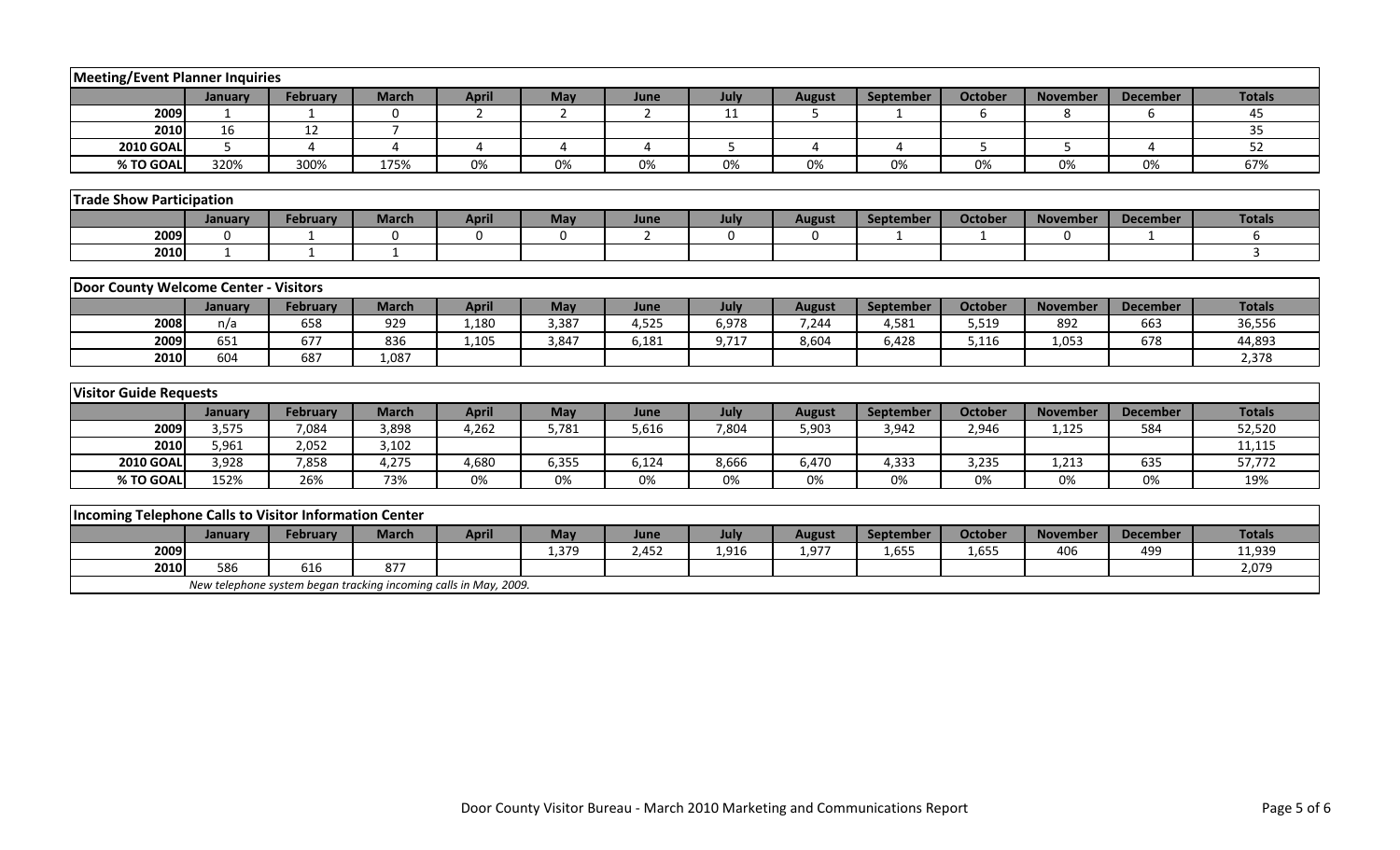## Meeting/Event Planner Inquiries

| | January | February | March | April | May | June | July | August | September | October | November | December | Totals |
|---|---|---|---|---|---|---|---|---|---|---|---|---|---|
| 2009 | 1 | 1 | 0 | 2 | 2 | 2 | 11 | 5 | 1 | 6 | 8 | 6 | 45 |
| 2010 | 16 | 12 | 7 | | | | | | | | | | 35 |
| 2010 GOAL | 5 | 4 | 4 | 4 | 4 | 4 | 5 | 4 | 4 | 5 | 5 | 4 | 52 |
| % TO GOAL | 320% | 300% | 175% | 0% | 0% | 0% | 0% | 0% | 0% | 0% | 0% | 0% | 67% |

## Trade Show Participation

| | January | February | March | April | May | June | July | August | September | October | November | December | Totals |
|---|---|---|---|---|---|---|---|---|---|---|---|---|---|
| 2009 | 0 | 1 | 0 | 0 | 0 | 2 | 0 | 0 | 1 | 1 | 0 | 1 | 6 |
| 2010 | 1 | 1 | 1 | | | | | | | | | | 3 |

## Door County Welcome Center - Visitors

| | January | February | March | April | May | June | July | August | September | October | November | December | Totals |
|---|---|---|---|---|---|---|---|---|---|---|---|---|---|
| 2008 | n/a | 658 | 929 | 1,180 | 3,387 | 4,525 | 6,978 | 7,244 | 4,581 | 5,519 | 892 | 663 | 36,556 |
| 2009 | 651 | 677 | 836 | 1,105 | 3,847 | 6,181 | 9,717 | 8,604 | 6,428 | 5,116 | 1,053 | 678 | 44,893 |
| 2010 | 604 | 687 | 1,087 | | | | | | | | | | 2,378 |

## Visitor Guide Requests

| | January | February | March | April | May | June | July | August | September | October | November | December | Totals |
|---|---|---|---|---|---|---|---|---|---|---|---|---|---|
| 2009 | 3,575 | 7,084 | 3,898 | 4,262 | 5,781 | 5,616 | 7,804 | 5,903 | 3,942 | 2,946 | 1,125 | 584 | 52,520 |
| 2010 | 5,961 | 2,052 | 3,102 | | | | | | | | | | 11,115 |
| 2010 GOAL | 3,928 | 7,858 | 4,275 | 4,680 | 6,355 | 6,124 | 8,666 | 6,470 | 4,333 | 3,235 | 1,213 | 635 | 57,772 |
| % TO GOAL | 152% | 26% | 73% | 0% | 0% | 0% | 0% | 0% | 0% | 0% | 0% | 0% | 19% |

## Incoming Telephone Calls to Visitor Information Center

| | January | February | March | April | May | June | July | August | September | October | November | December | Totals |
|---|---|---|---|---|---|---|---|---|---|---|---|---|---|
| 2009 | | | | | 1,379 | 2,452 | 1,916 | 1,977 | 1,655 | 1,655 | 406 | 499 | 11,939 |
| 2010 | 586 | 616 | 877 | | | | | | | | | | 2,079 |

*New telephone system began tracking incoming calls in May, 2009.*

Door County Visitor Bureau - March 2010 Marketing and Communications Report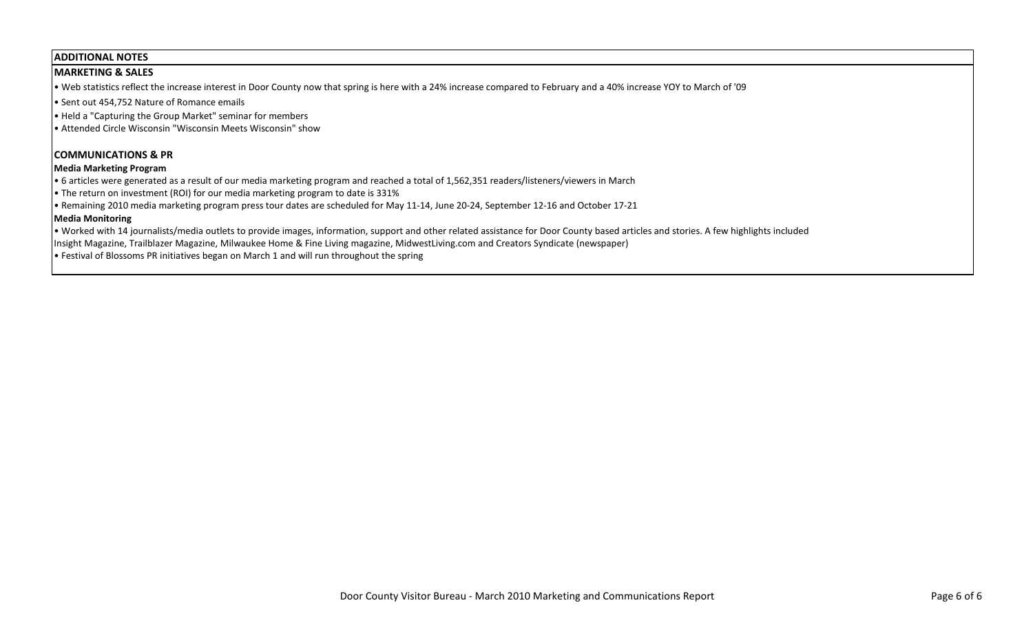## ADDITIONAL NOTES

### MARKETING & SALES

- Web statistics reflect the increase interest in Door County now that spring is here with a 24% increase compared to February and a 40% increase YOY to March of '09
- Sent out 454,752 Nature of Romance emails
- Held a "Capturing the Group Market" seminar for members
- Attended Circle Wisconsin "Wisconsin Meets Wisconsin" show

### COMMUNICATIONS & PR

**Media Marketing Program**

- 6 articles were generated as a result of our media marketing program and reached a total of 1,562,351 readers/listeners/viewers in March
- The return on investment (ROI) for our media marketing program to date is 331%
- Remaining 2010 media marketing program press tour dates are scheduled for May 11-14, June 20-24, September 12-16 and October 17-21

**Media Monitoring**

- Worked with 14 journalists/media outlets to provide images, information, support and other related assistance for Door County based articles and stories. A few highlights included Insight Magazine, Trailblazer Magazine, Milwaukee Home & Fine Living magazine, MidwestLiving.com and Creators Syndicate (newspaper)
- Festival of Blossoms PR initiatives began on March 1 and will run throughout the spring